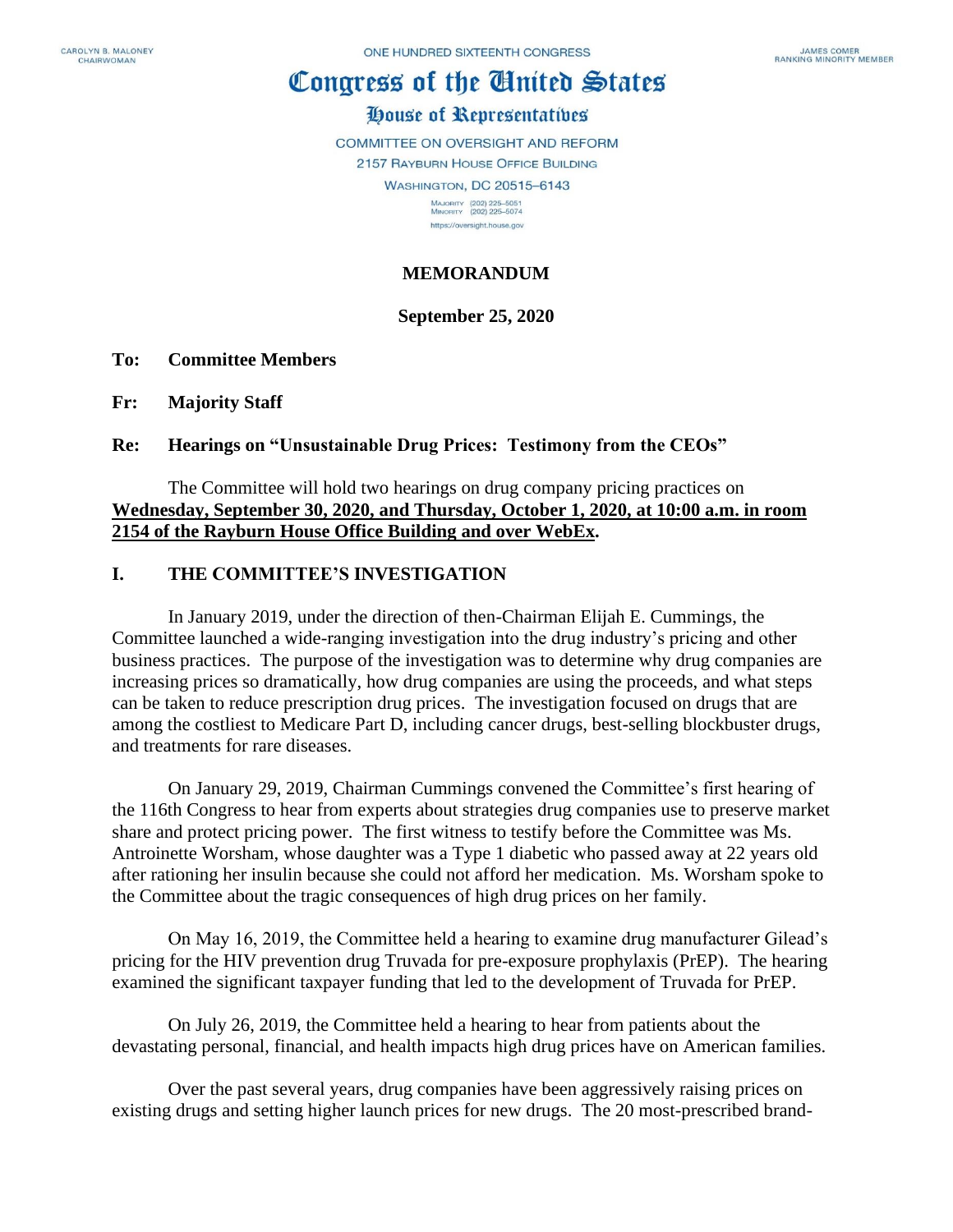CAROLYN B. MALONEY
CHAIRWOMAN

ONE HUNDRED SIXTEENTH CONGRESS

JAMES COMER
RANKING MINORITY MEMBER

# Congress of the United States

## House of Representatives

COMMITTEE ON OVERSIGHT AND REFORM
2157 RAYBURN HOUSE OFFICE BUILDING
WASHINGTON, DC 20515–6143

MAJORITY (202) 225–5051
MINORITY (202) 225–5074
https://oversight.house.gov

**MEMORANDUM**

**September 25, 2020**

**To:** **Committee Members**

**Fr:** **Majority Staff**

**Re:** **Hearings on "Unsustainable Drug Prices: Testimony from the CEOs"**

The Committee will hold two hearings on drug company pricing practices on **Wednesday, September 30, 2020, and Thursday, October 1, 2020, at 10:00 a.m. in room 2154 of the Rayburn House Office Building and over WebEx.**

## I. THE COMMITTEE'S INVESTIGATION

In January 2019, under the direction of then-Chairman Elijah E. Cummings, the Committee launched a wide-ranging investigation into the drug industry's pricing and other business practices. The purpose of the investigation was to determine why drug companies are increasing prices so dramatically, how drug companies are using the proceeds, and what steps can be taken to reduce prescription drug prices. The investigation focused on drugs that are among the costliest to Medicare Part D, including cancer drugs, best-selling blockbuster drugs, and treatments for rare diseases.

On January 29, 2019, Chairman Cummings convened the Committee's first hearing of the 116th Congress to hear from experts about strategies drug companies use to preserve market share and protect pricing power. The first witness to testify before the Committee was Ms. Antroinette Worsham, whose daughter was a Type 1 diabetic who passed away at 22 years old after rationing her insulin because she could not afford her medication. Ms. Worsham spoke to the Committee about the tragic consequences of high drug prices on her family.

On May 16, 2019, the Committee held a hearing to examine drug manufacturer Gilead's pricing for the HIV prevention drug Truvada for pre-exposure prophylaxis (PrEP). The hearing examined the significant taxpayer funding that led to the development of Truvada for PrEP.

On July 26, 2019, the Committee held a hearing to hear from patients about the devastating personal, financial, and health impacts high drug prices have on American families.

Over the past several years, drug companies have been aggressively raising prices on existing drugs and setting higher launch prices for new drugs. The 20 most-prescribed brand-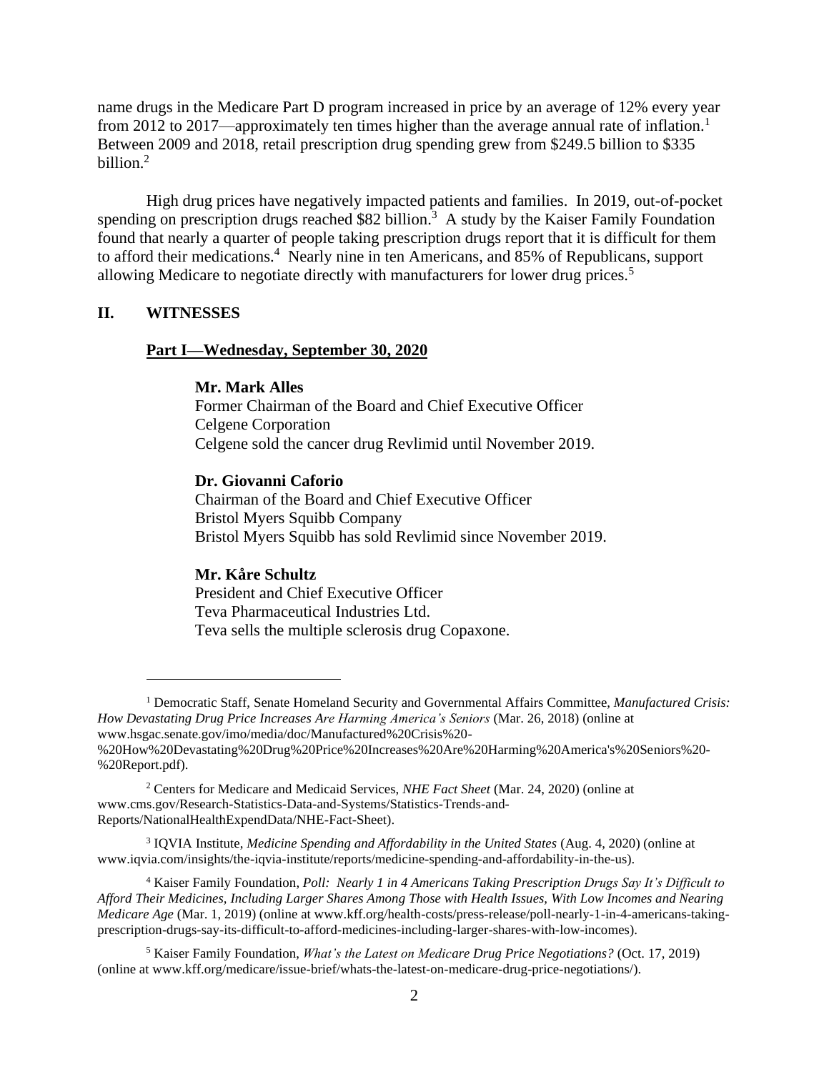name drugs in the Medicare Part D program increased in price by an average of 12% every year from 2012 to 2017—approximately ten times higher than the average annual rate of inflation.[1] Between 2009 and 2018, retail prescription drug spending grew from $249.5 billion to $335 billion.[2]

High drug prices have negatively impacted patients and families. In 2019, out-of-pocket spending on prescription drugs reached $82 billion.[3] A study by the Kaiser Family Foundation found that nearly a quarter of people taking prescription drugs report that it is difficult for them to afford their medications.[4] Nearly nine in ten Americans, and 85% of Republicans, support allowing Medicare to negotiate directly with manufacturers for lower drug prices.[5]

## II. WITNESSES

### Part I—Wednesday, September 30, 2020

**Mr. Mark Alles**
Former Chairman of the Board and Chief Executive Officer
Celgene Corporation
Celgene sold the cancer drug Revlimid until November 2019.

**Dr. Giovanni Caforio**
Chairman of the Board and Chief Executive Officer
Bristol Myers Squibb Company
Bristol Myers Squibb has sold Revlimid since November 2019.

**Mr. Kåre Schultz**
President and Chief Executive Officer
Teva Pharmaceutical Industries Ltd.
Teva sells the multiple sclerosis drug Copaxone.

---

[1] Democratic Staff, Senate Homeland Security and Governmental Affairs Committee, *Manufactured Crisis: How Devastating Drug Price Increases Are Harming America's Seniors* (Mar. 26, 2018) (online at www.hsgac.senate.gov/imo/media/doc/Manufactured%20Crisis%20-%20How%20Devastating%20Drug%20Price%20Increases%20Are%20Harming%20America's%20Seniors%20-%20Report.pdf).

[2] Centers for Medicare and Medicaid Services, *NHE Fact Sheet* (Mar. 24, 2020) (online at www.cms.gov/Research-Statistics-Data-and-Systems/Statistics-Trends-and-Reports/NationalHealthExpendData/NHE-Fact-Sheet).

[3] IQVIA Institute, *Medicine Spending and Affordability in the United States* (Aug. 4, 2020) (online at www.iqvia.com/insights/the-iqvia-institute/reports/medicine-spending-and-affordability-in-the-us).

[4] Kaiser Family Foundation, *Poll: Nearly 1 in 4 Americans Taking Prescription Drugs Say It's Difficult to Afford Their Medicines, Including Larger Shares Among Those with Health Issues, With Low Incomes and Nearing Medicare Age* (Mar. 1, 2019) (online at www.kff.org/health-costs/press-release/poll-nearly-1-in-4-americans-taking-prescription-drugs-say-its-difficult-to-afford-medicines-including-larger-shares-with-low-incomes).

[5] Kaiser Family Foundation, *What's the Latest on Medicare Drug Price Negotiations?* (Oct. 17, 2019) (online at www.kff.org/medicare/issue-brief/whats-the-latest-on-medicare-drug-price-negotiations/).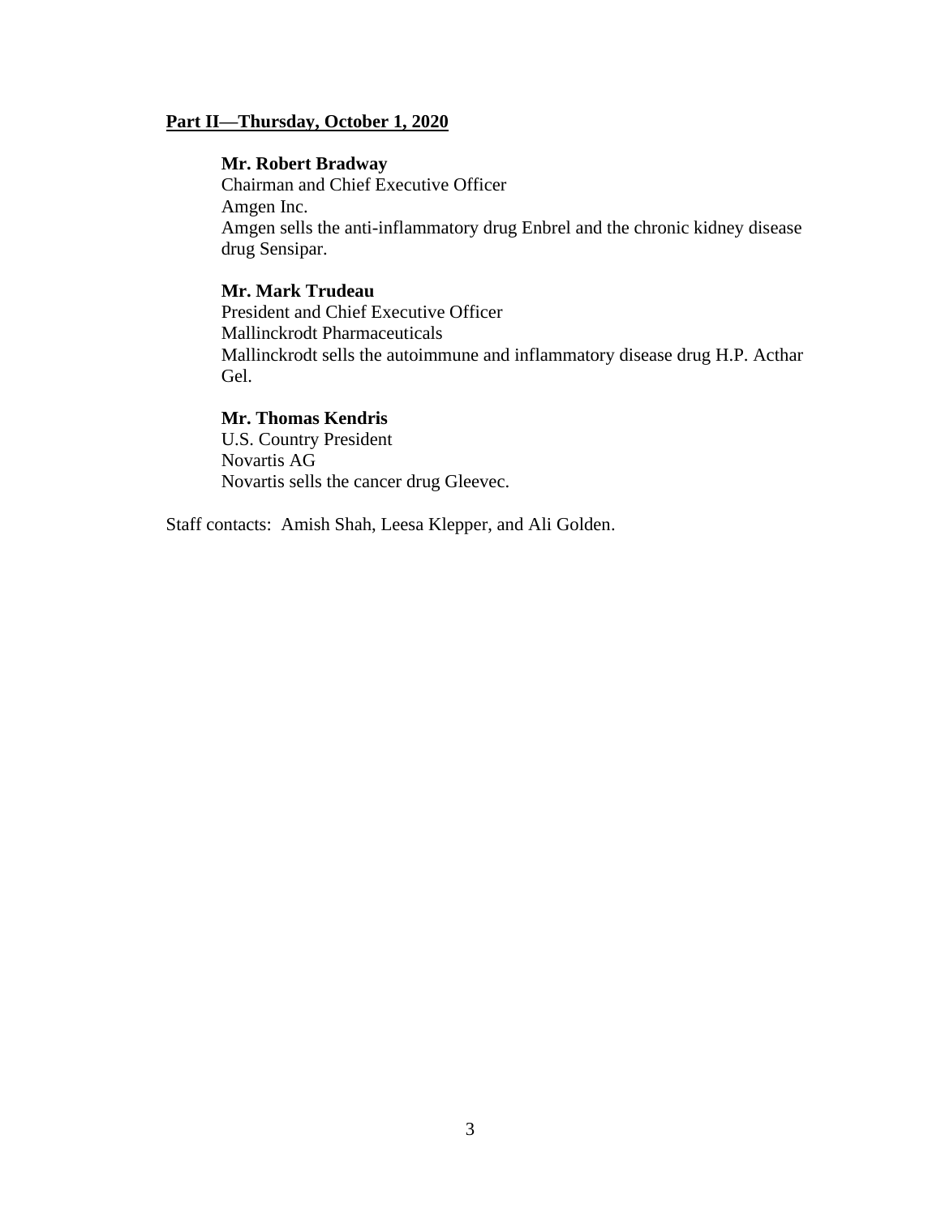**<u>Part II—Thursday, October 1, 2020</u>**

**Mr. Robert Bradway**
Chairman and Chief Executive Officer
Amgen Inc.
Amgen sells the anti-inflammatory drug Enbrel and the chronic kidney disease drug Sensipar.

**Mr. Mark Trudeau**
President and Chief Executive Officer
Mallinckrodt Pharmaceuticals
Mallinckrodt sells the autoimmune and inflammatory disease drug H.P. Acthar Gel.

**Mr. Thomas Kendris**
U.S. Country President
Novartis AG
Novartis sells the cancer drug Gleevec.

Staff contacts: Amish Shah, Leesa Klepper, and Ali Golden.